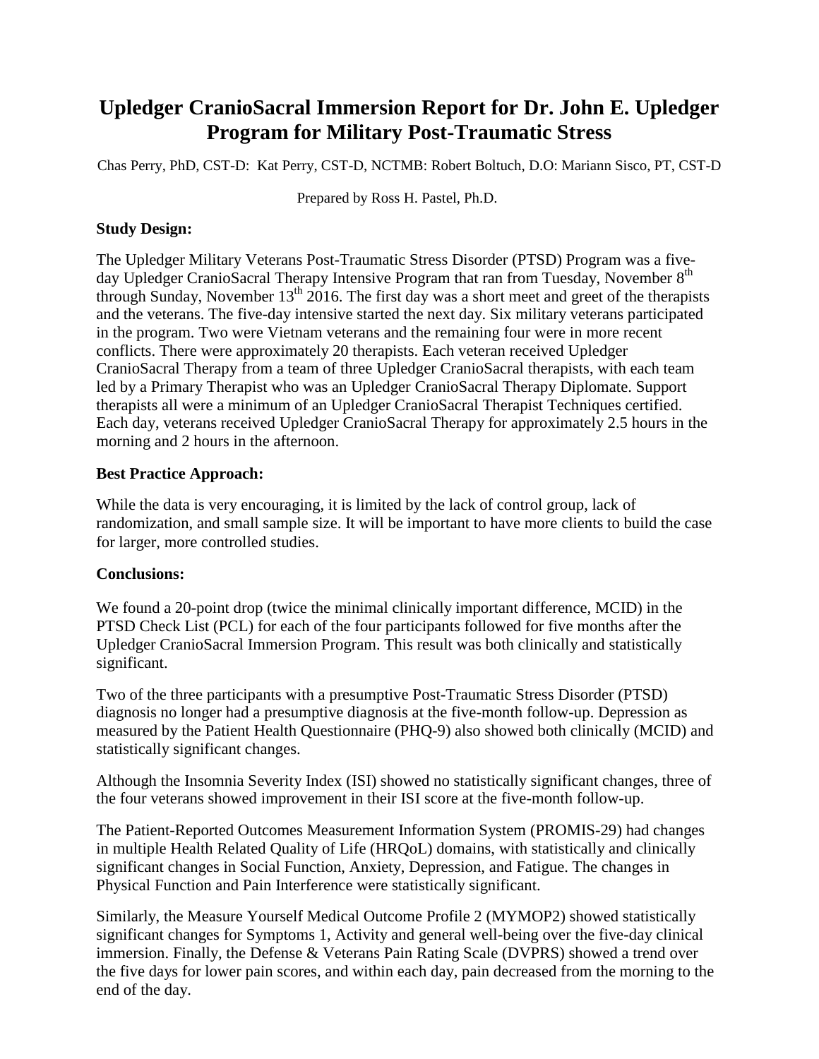# Upledger CranioSacral Immersion Report for Dr. John E. Upledger Program for Military Post-Traumatic Stress

Chas Perry, PhD, CST-D: Kat Perry, CST-D, NCTMB: Robert Boltuch, D.O: Mariann Sisco, PT, CST-D

Prepared by Ross H. Pastel, Ph.D.

**Study Design:**

The Upledger Military Veterans Post-Traumatic Stress Disorder (PTSD) Program was a five-day Upledger CranioSacral Therapy Intensive Program that ran from Tuesday, November 8th through Sunday, November 13th 2016. The first day was a short meet and greet of the therapists and the veterans. The five-day intensive started the next day. Six military veterans participated in the program. Two were Vietnam veterans and the remaining four were in more recent conflicts. There were approximately 20 therapists. Each veteran received Upledger CranioSacral Therapy from a team of three Upledger CranioSacral therapists, with each team led by a Primary Therapist who was an Upledger CranioSacral Therapy Diplomate. Support therapists all were a minimum of an Upledger CranioSacral Therapist Techniques certified. Each day, veterans received Upledger CranioSacral Therapy for approximately 2.5 hours in the morning and 2 hours in the afternoon.

**Best Practice Approach:**

While the data is very encouraging, it is limited by the lack of control group, lack of randomization, and small sample size. It will be important to have more clients to build the case for larger, more controlled studies.

**Conclusions:**

We found a 20-point drop (twice the minimal clinically important difference, MCID) in the PTSD Check List (PCL) for each of the four participants followed for five months after the Upledger CranioSacral Immersion Program. This result was both clinically and statistically significant.

Two of the three participants with a presumptive Post-Traumatic Stress Disorder (PTSD) diagnosis no longer had a presumptive diagnosis at the five-month follow-up. Depression as measured by the Patient Health Questionnaire (PHQ-9) also showed both clinically (MCID) and statistically significant changes.

Although the Insomnia Severity Index (ISI) showed no statistically significant changes, three of the four veterans showed improvement in their ISI score at the five-month follow-up.

The Patient-Reported Outcomes Measurement Information System (PROMIS-29) had changes in multiple Health Related Quality of Life (HRQoL) domains, with statistically and clinically significant changes in Social Function, Anxiety, Depression, and Fatigue. The changes in Physical Function and Pain Interference were statistically significant.

Similarly, the Measure Yourself Medical Outcome Profile 2 (MYMOP2) showed statistically significant changes for Symptoms 1, Activity and general well-being over the five-day clinical immersion. Finally, the Defense & Veterans Pain Rating Scale (DVPRS) showed a trend over the five days for lower pain scores, and within each day, pain decreased from the morning to the end of the day.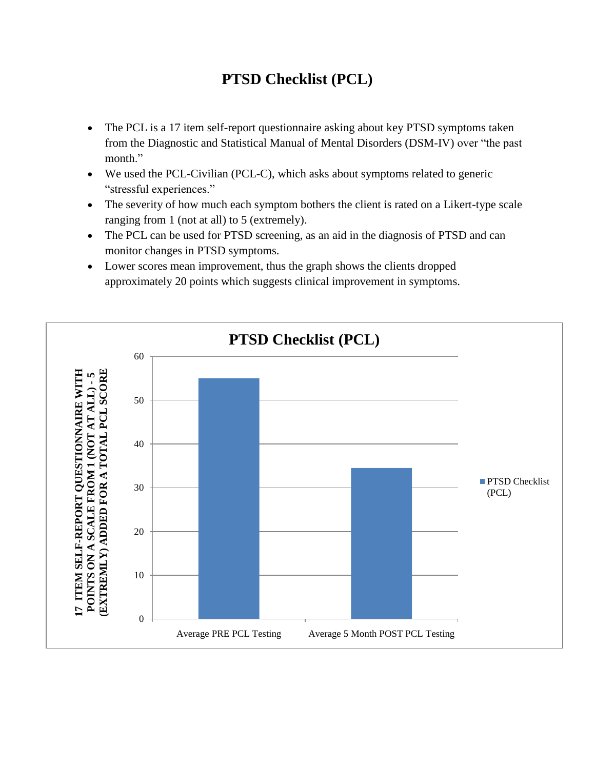# PTSD Checklist (PCL)

- The PCL is a 17 item self-report questionnaire asking about key PTSD symptoms taken from the Diagnostic and Statistical Manual of Mental Disorders (DSM-IV) over "the past month."
- We used the PCL-Civilian (PCL-C), which asks about symptoms related to generic "stressful experiences."
- The severity of how much each symptom bothers the client is rated on a Likert-type scale ranging from 1 (not at all) to 5 (extremely).
- The PCL can be used for PTSD screening, as an aid in the diagnosis of PTSD and can monitor changes in PTSD symptoms.
- Lower scores mean improvement, thus the graph shows the clients dropped approximately 20 points which suggests clinical improvement in symptoms.

**PTSD Checklist (PCL)**

Y-axis: 17 ITEM SELF-REPORT QUESTIONNAIRE WITH POINTS ON A SCALE FROM 1 (NOT AT ALL) - 5 (EXTREMLY) ADDED FOR A TOTAL PCL SCORE

| | PTSD Checklist (PCL) |
|---|---|
| Average PRE PCL Testing | ~55 |
| Average 5 Month POST PCL Testing | ~34.5 |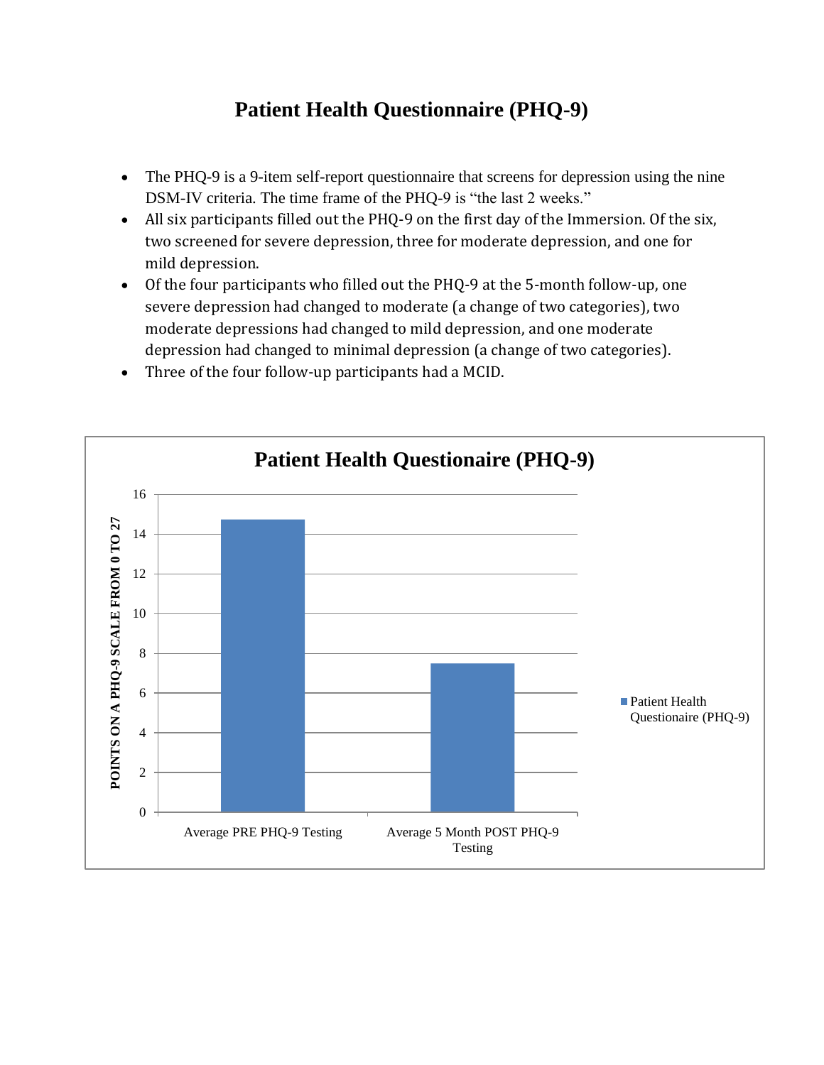# Patient Health Questionnaire (PHQ-9)

- The PHQ-9 is a 9-item self-report questionnaire that screens for depression using the nine DSM-IV criteria. The time frame of the PHQ-9 is "the last 2 weeks."
- All six participants filled out the PHQ-9 on the first day of the Immersion. Of the six, two screened for severe depression, three for moderate depression, and one for mild depression.
- Of the four participants who filled out the PHQ-9 at the 5-month follow-up, one severe depression had changed to moderate (a change of two categories), two moderate depressions had changed to mild depression, and one moderate depression had changed to minimal depression (a change of two categories).
- Three of the four follow-up participants had a MCID.

**Patient Health Questionaire (PHQ-9)**

| | Patient Health Questionaire (PHQ-9) |
|---|---|
| Average PRE PHQ-9 Testing | ~14.75 |
| Average 5 Month POST PHQ-9 Testing | ~7.5 |

Y-axis: POINTS ON A PHQ-9 SCALE FROM 0 TO 27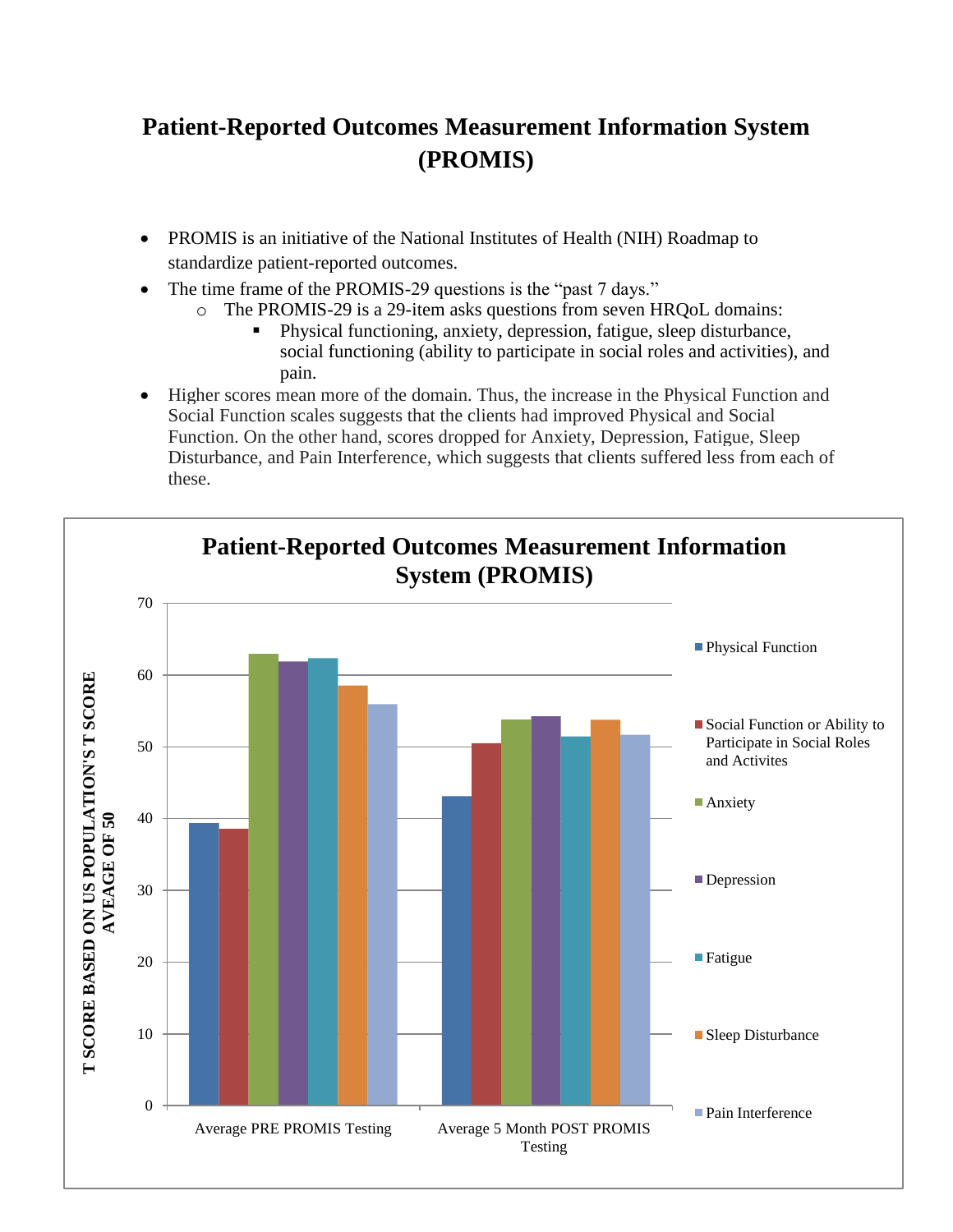# Patient-Reported Outcomes Measurement Information System (PROMIS)

- PROMIS is an initiative of the National Institutes of Health (NIH) Roadmap to standardize patient-reported outcomes.
- The time frame of the PROMIS-29 questions is the "past 7 days."
  - The PROMIS-29 is a 29-item asks questions from seven HRQoL domains:
    - Physical functioning, anxiety, depression, fatigue, sleep disturbance, social functioning (ability to participate in social roles and activities), and pain.
- Higher scores mean more of the domain. Thus, the increase in the Physical Function and Social Function scales suggests that the clients had improved Physical and Social Function. On the other hand, scores dropped for Anxiety, Depression, Fatigue, Sleep Disturbance, and Pain Interference, which suggests that clients suffered less from each of these.

**Patient-Reported Outcomes Measurement Information System (PROMIS)**

Y-axis: T SCORE BASED ON US POPULATION'S T SCORE AVEAGE OF 50

| | Physical Function | Social Function or Ability to Participate in Social Roles and Activites | Anxiety | Depression | Fatigue | Sleep Disturbance | Pain Interference |
|---|---|---|---|---|---|---|---|
| Average PRE PROMIS Testing | ~39.4 | ~38.6 | ~63 | ~61.9 | ~62.3 | ~58.5 | ~55.9 |
| Average 5 Month POST PROMIS Testing | ~43.1 | ~50.5 | ~53.8 | ~54.2 | ~51.4 | ~53.8 | ~51.6 |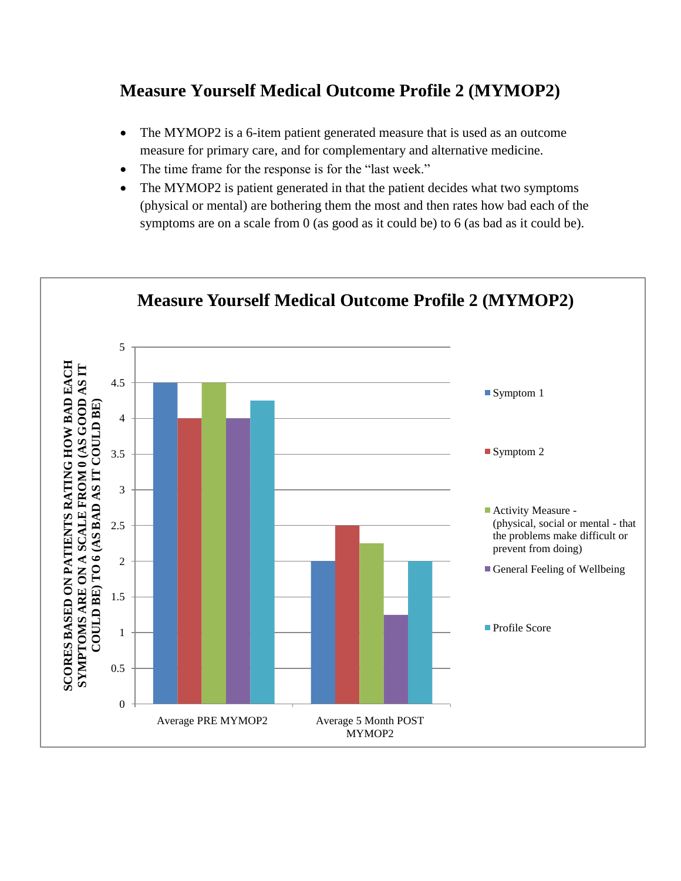## Measure Yourself Medical Outcome Profile 2 (MYMOP2)

- The MYMOP2 is a 6-item patient generated measure that is used as an outcome measure for primary care, and for complementary and alternative medicine.
- The time frame for the response is for the "last week."
- The MYMOP2 is patient generated in that the patient decides what two symptoms (physical or mental) are bothering them the most and then rates how bad each of the symptoms are on a scale from 0 (as good as it could be) to 6 (as bad as it could be).

**Measure Yourself Medical Outcome Profile 2 (MYMOP2)**

Y-axis: SCORES BASED ON PATIENTS RATING HOW BAD EACH SYMPTOMS ARE ON A SCALE FROM 0 (AS GOOD AS IT COULD BE) TO 6 (AS BAD AS IT COULD BE)

| | Symptom 1 | Symptom 2 | Activity Measure - (physical, social or mental - that the problems make difficult or prevent from doing) | General Feeling of Wellbeing | Profile Score |
|---|---|---|---|---|---|
| Average PRE MYMOP2 | 4.5 | 4 | 4.5 | 4 | 4.25 |
| Average 5 Month POST MYMOP2 | 2 | 2.5 | 2.25 | 1.25 | 2 |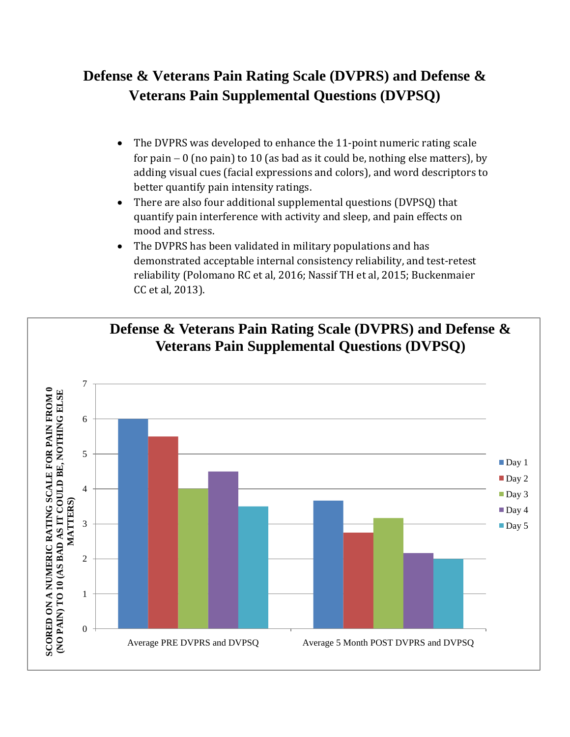# Defense & Veterans Pain Rating Scale (DVPRS) and Defense & Veterans Pain Supplemental Questions (DVPSQ)

- The DVPRS was developed to enhance the 11-point numeric rating scale for pain – 0 (no pain) to 10 (as bad as it could be, nothing else matters), by adding visual cues (facial expressions and colors), and word descriptors to better quantify pain intensity ratings.
- There are also four additional supplemental questions (DVPSQ) that quantify pain interference with activity and sleep, and pain effects on mood and stress.
- The DVPRS has been validated in military populations and has demonstrated acceptable internal consistency reliability, and test-retest reliability (Polomano RC et al, 2016; Nassif TH et al, 2015; Buckenmaier CC et al, 2013).

Defense & Veterans Pain Rating Scale (DVPRS) and Defense & Veterans Pain Supplemental Questions (DVPSQ)

SCORED ON A NUMERIC RATING SCALE FOR PAIN FROM 0 (NO PAIN) TO 10 (AS BAD AS IT COULD BE, NOTHING ELSE MATTERS)

0
1
2
3
4
5
6
7

Average PRE DVPRS and DVPSQ

Average 5 Month POST DVPRS and DVPSQ

Day 1
Day 2
Day 3
Day 4
Day 5